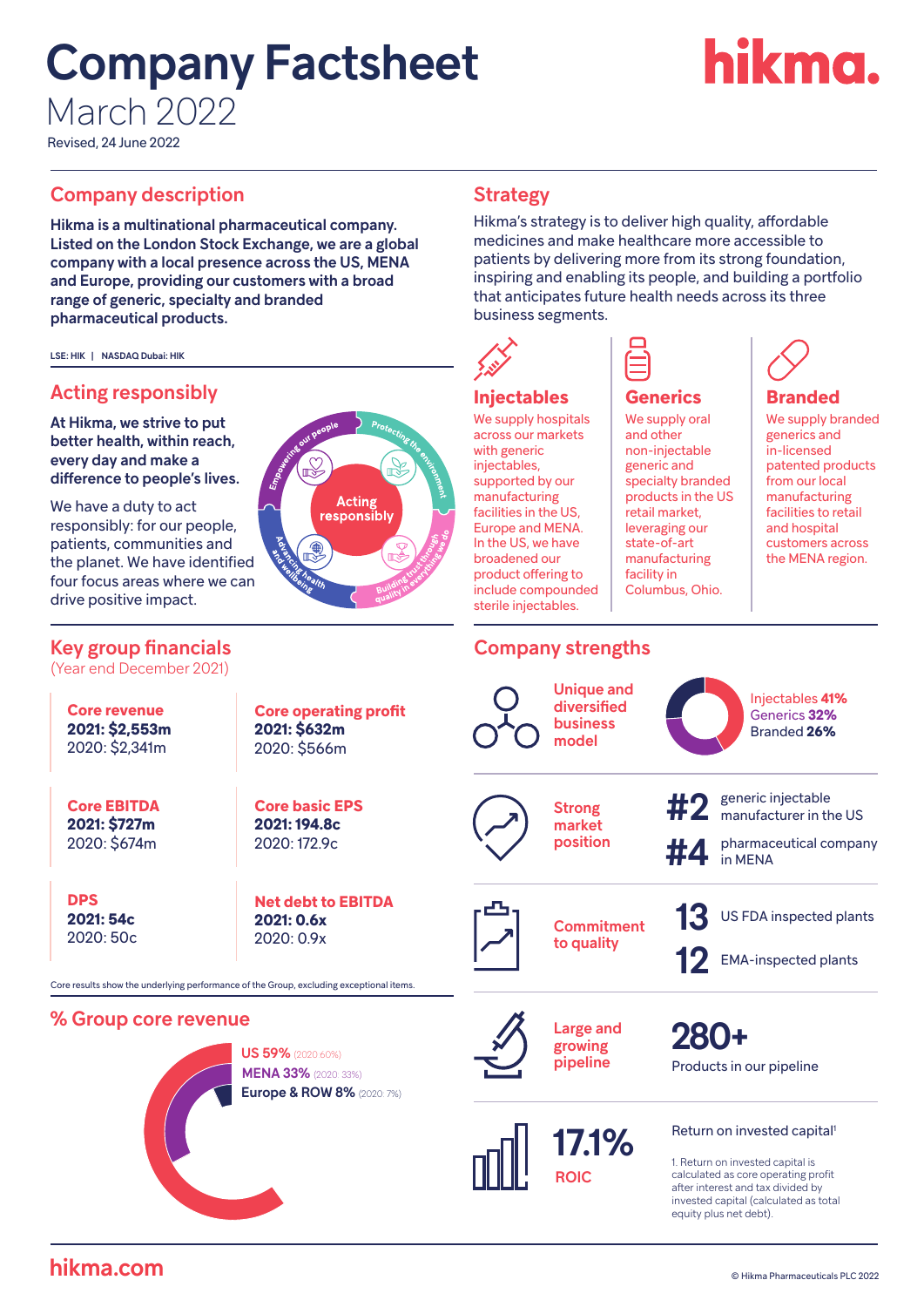# Company Factsheet

March 2022

Revised, 24 June 2022

## Company description

**Hikma is a multinational pharmaceutical company. Listed on the London Stock Exchange, we are a global company with a local presence across the US, MENA and Europe, providing our customers with a broad range of generic, specialty and branded pharmaceutical products.**

LSE: HIK | NASDAQ Dubai: HIK

## Acting responsibly

**At Hikma, we strive to put better health, within reach, every day and make a difference to people's lives.**

We have a duty to act responsibly: for our people, patients, communities and the planet. We have identified four focus areas where we can drive positive impact.

Acting responsibly:
- Empowering our people
- Protecting the environment
- Building trust through quality in everything we do
- Advancing health and wellbeing

## Strategy

Hikma's strategy is to deliver high quality, affordable medicines and make healthcare more accessible to patients by delivering more from its strong foundation, inspiring and enabling its people, and building a portfolio that anticipates future health needs across its three business segments.

### Injectables

We supply hospitals across our markets with generic injectables, supported by our manufacturing facilities in the US, Europe and MENA. In the US, we have broadened our product offering to include compounded sterile injectables.

### Generics

We supply oral and other non-injectable generic and specialty branded products in the US retail market, leveraging our state-of-art manufacturing facility in Columbus, Ohio.

### Branded

We supply branded generics and in-licensed patented products from our local manufacturing facilities to retail and hospital customers across the MENA region.

## Key group financials

(Year end December 2021)

| | |
|---|---|
| **Core revenue**<br>**2021: $2,553m**<br>2020: $2,341m | **Core operating profit**<br>**2021: $632m**<br>2020: $566m |
| **Core EBITDA**<br>**2021: $727m**<br>2020: $674m | **Core basic EPS**<br>**2021: 194.8c**<br>2020: 172.9c |
| **DPS**<br>**2021: 54c**<br>2020: 50c | **Net debt to EBITDA**<br>**2021: 0.6x**<br>2020: 0.9x |

Core results show the underlying performance of the Group, excluding exceptional items.

## % Group core revenue

- **US 59%** (2020: 60%)
- **MENA 33%** (2020: 33%)
- **Europe & ROW 8%** (2020: 7%)

## Company strengths

**Unique and diversified business model**

- Injectables **41%**
- Generics **32%**
- Branded **26%**

**Strong market position**

- **#2** generic injectable manufacturer in the US
- **#4** pharmaceutical company in MENA

**Commitment to quality**

- **13** US FDA inspected plants
- **12** EMA-inspected plants

**Large and growing pipeline**

- **280+** Products in our pipeline

**17.1% ROIC**

Return on invested capital[1]

1. Return on invested capital is calculated as core operating profit after interest and tax divided by invested capital (calculated as total equity plus net debt).

hikma.com

© Hikma Pharmaceuticals PLC 2022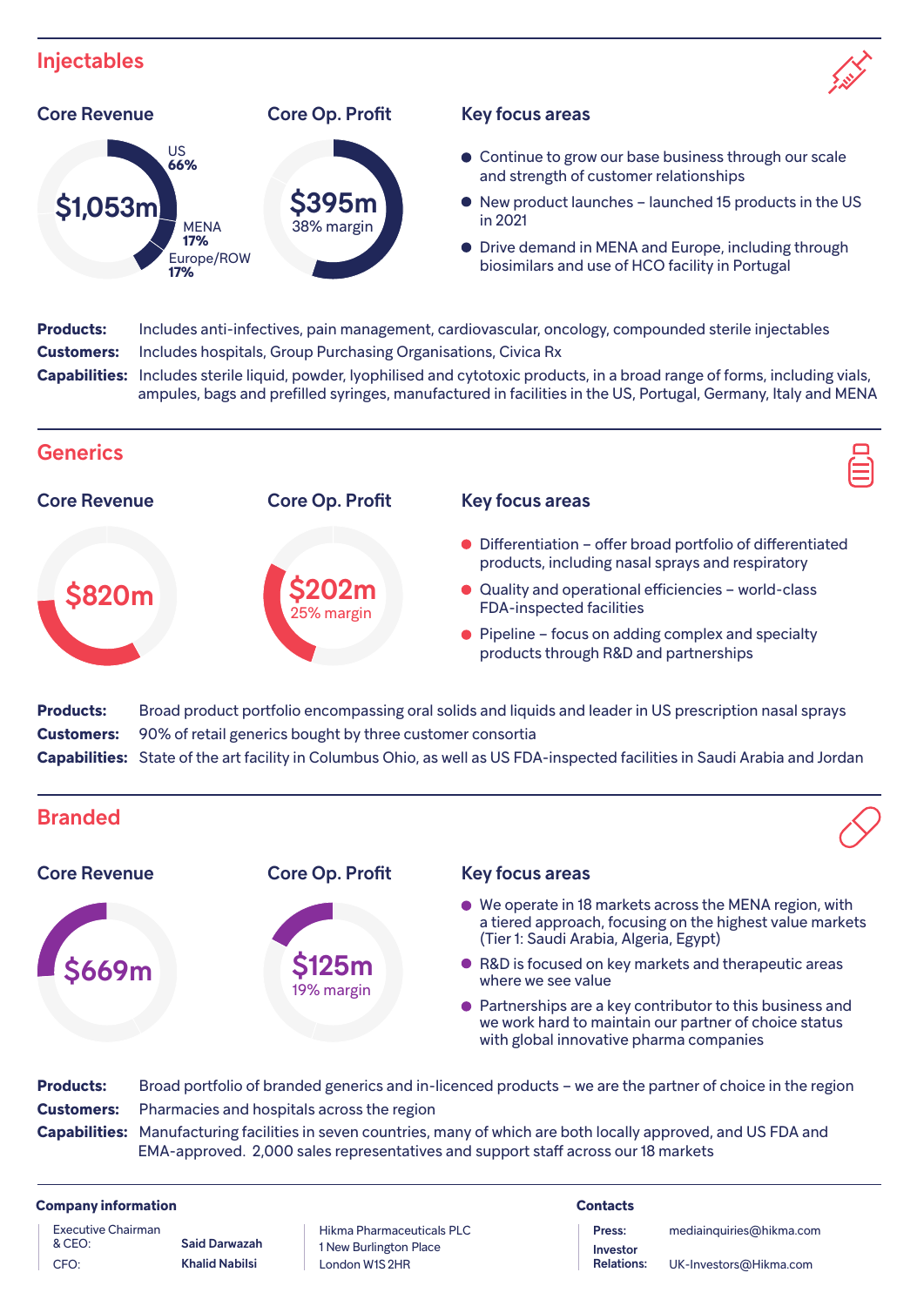## Injectables

### Core Revenue

$1,053m

US
66%

MENA
17%

Europe/ROW
17%

### Core Op. Profit

$395m
38% margin

### Key focus areas

- Continue to grow our base business through our scale and strength of customer relationships
- New product launches – launched 15 products in the US in 2021
- Drive demand in MENA and Europe, including through biosimilars and use of HCO facility in Portugal

**Products:** Includes anti-infectives, pain management, cardiovascular, oncology, compounded sterile injectables

**Customers:** Includes hospitals, Group Purchasing Organisations, Civica Rx

**Capabilities:** Includes sterile liquid, powder, lyophilised and cytotoxic products, in a broad range of forms, including vials, ampules, bags and prefilled syringes, manufactured in facilities in the US, Portugal, Germany, Italy and MENA

## Generics

### Core Revenue

$820m

### Core Op. Profit

$202m
25% margin

### Key focus areas

- Differentiation – offer broad portfolio of differentiated products, including nasal sprays and respiratory
- Quality and operational efficiencies – world-class FDA-inspected facilities
- Pipeline – focus on adding complex and specialty products through R&D and partnerships

**Products:** Broad product portfolio encompassing oral solids and liquids and leader in US prescription nasal sprays

**Customers:** 90% of retail generics bought by three customer consortia

**Capabilities:** State of the art facility in Columbus Ohio, as well as US FDA-inspected facilities in Saudi Arabia and Jordan

## Branded

### Core Revenue

$669m

### Core Op. Profit

$125m
19% margin

### Key focus areas

- We operate in 18 markets across the MENA region, with a tiered approach, focusing on the highest value markets (Tier 1: Saudi Arabia, Algeria, Egypt)
- R&D is focused on key markets and therapeutic areas where we see value
- Partnerships are a key contributor to this business and we work hard to maintain our partner of choice status with global innovative pharma companies

**Products:** Broad portfolio of branded generics and in-licenced products – we are the partner of choice in the region

**Customers:** Pharmacies and hospitals across the region

**Capabilities:** Manufacturing facilities in seven countries, many of which are both locally approved, and US FDA and EMA-approved. 2,000 sales representatives and support staff across our 18 markets

---

**Company information**

Executive Chairman & CEO: **Said Darwazah**

CFO: **Khalid Nabilsi**

Hikma Pharmaceuticals PLC
1 New Burlington Place
London W1S 2HR

**Contacts**

**Press:** mediainquiries@hikma.com

**Investor Relations:** UK-Investors@Hikma.com